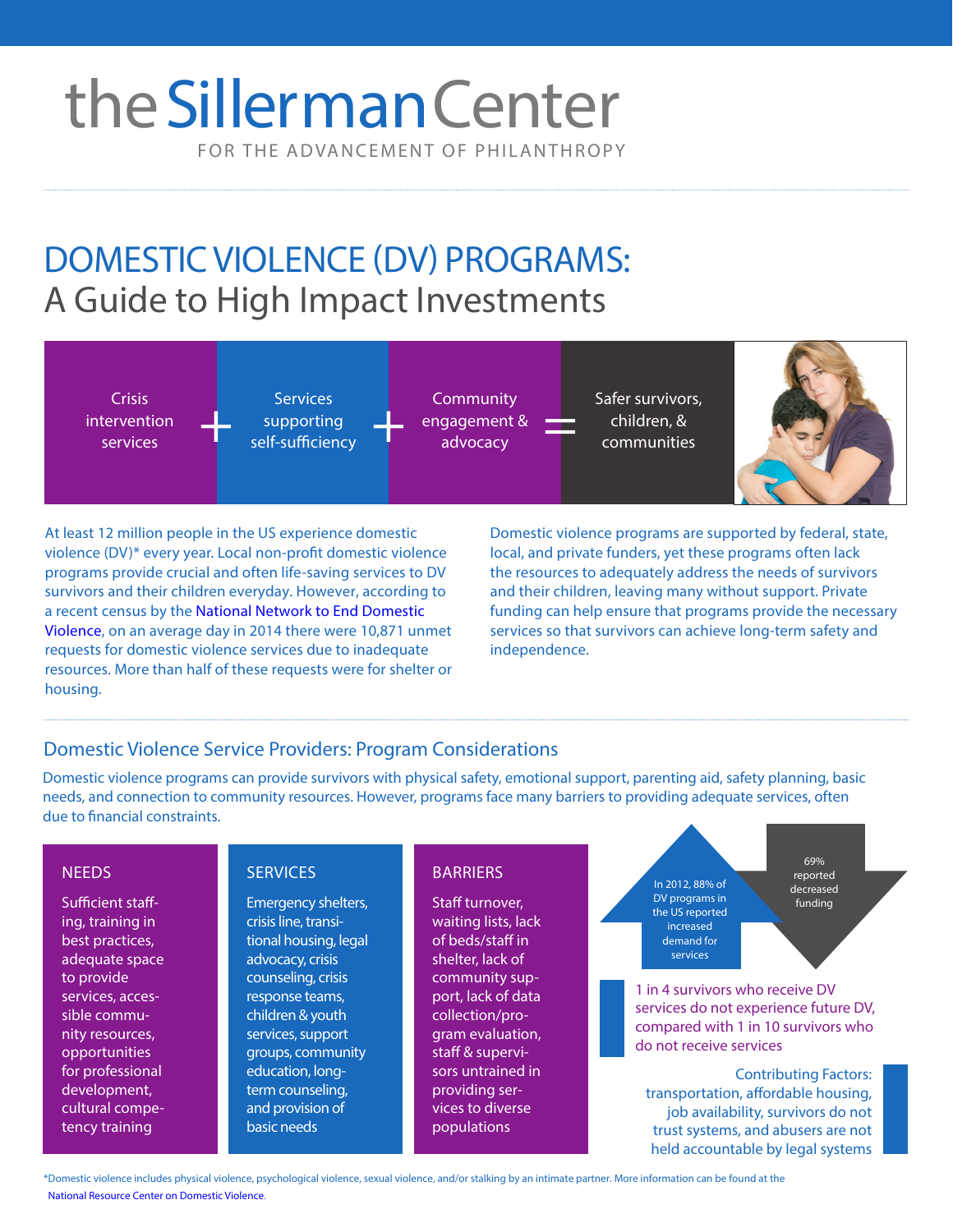# the Sillerman Center

FOR THE ADVANCEMENT OF PHILANTHROPY

# DOMESTIC VIOLENCE (DV) PROGRAMS:

## A Guide to High Impact Investments

Crisis intervention services + Services supporting self-sufficiency + Community engagement & advocacy = Safer survivors, children, & communities

At least 12 million people in the US experience domestic violence (DV)* every year. Local non-profit domestic violence programs provide crucial and often life-saving services to DV survivors and their children everyday. However, according to a recent census by the National Network to End Domestic Violence, on an average day in 2014 there were 10,871 unmet requests for domestic violence services due to inadequate resources. More than half of these requests were for shelter or housing.

Domestic violence programs are supported by federal, state, local, and private funders, yet these programs often lack the resources to adequately address the needs of survivors and their children, leaving many without support. Private funding can help ensure that programs provide the necessary services so that survivors can achieve long-term safety and independence.

## Domestic Violence Service Providers: Program Considerations

Domestic violence programs can provide survivors with physical safety, emotional support, parenting aid, safety planning, basic needs, and connection to community resources. However, programs face many barriers to providing adequate services, often due to financial constraints.

### NEEDS

Sufficient staffing, training in best practices, adequate space to provide services, accessible community resources, opportunities for professional development, cultural competency training

### SERVICES

Emergency shelters, crisis line, transitional housing, legal advocacy, crisis counseling, crisis response teams, children & youth services, support groups, community education, long-term counseling, and provision of basic needs

### BARRIERS

Staff turnover, waiting lists, lack of beds/staff in shelter, lack of community support, lack of data collection/program evaluation, staff & supervisors untrained in providing services to diverse populations

In 2012, 88% of DV programs in the US reported increased demand for services

69% reported decreased funding

1 in 4 survivors who receive DV services do not experience future DV, compared with 1 in 10 survivors who do not receive services

Contributing Factors: transportation, affordable housing, job availability, survivors do not trust systems, and abusers are not held accountable by legal systems

*Domestic violence includes physical violence, psychological violence, sexual violence, and/or stalking by an intimate partner. More information can be found at the National Resource Center on Domestic Violence.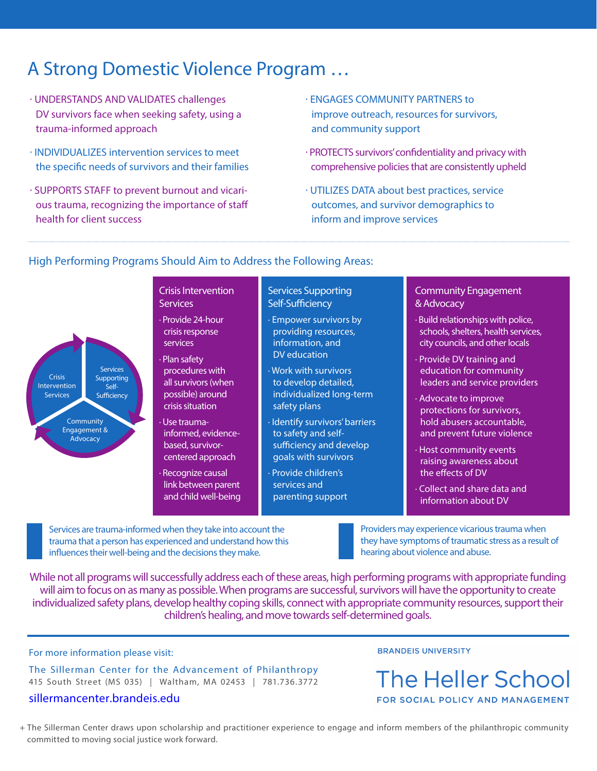# A Strong Domestic Violence Program …

- UNDERSTANDS AND VALIDATES challenges DV survivors face when seeking safety, using a trauma-informed approach
- INDIVIDUALIZES intervention services to meet the specific needs of survivors and their families
- SUPPORTS STAFF to prevent burnout and vicarious trauma, recognizing the importance of staff health for client success
- ENGAGES COMMUNITY PARTNERS to improve outreach, resources for survivors, and community support
- PROTECTS survivors' confidentiality and privacy with comprehensive policies that are consistently upheld
- UTILIZES DATA about best practices, service outcomes, and survivor demographics to inform and improve services

## High Performing Programs Should Aim to Address the Following Areas:

Crisis Intervention Services

Services Supporting Self-Sufficiency

Community Engagement & Advocacy

### Crisis Intervention Services

- Provide 24-hour crisis response services
- Plan safety procedures with all survivors (when possible) around crisis situation
- Use trauma-informed, evidence-based, survivor-centered approach
- Recognize causal link between parent and child well-being

### Services Supporting Self-Sufficiency

- Empower survivors by providing resources, information, and DV education
- Work with survivors to develop detailed, individualized long-term safety plans
- Identify survivors' barriers to safety and self-sufficiency and develop goals with survivors
- Provide children's services and parenting support

### Community Engagement & Advocacy

- Build relationships with police, schools, shelters, health services, city councils, and other locals
- Provide DV training and education for community leaders and service providers
- Advocate to improve protections for survivors, hold abusers accountable, and prevent future violence
- Host community events raising awareness about the effects of DV
- Collect and share data and information about DV

Services are trauma-informed when they take into account the trauma that a person has experienced and understand how this influences their well-being and the decisions they make.

Providers may experience vicarious trauma when they have symptoms of traumatic stress as a result of hearing about violence and abuse.

While not all programs will successfully address each of these areas, high performing programs with appropriate funding will aim to focus on as many as possible. When programs are successful, survivors will have the opportunity to create individualized safety plans, develop healthy coping skills, connect with appropriate community resources, support their children's healing, and move towards self-determined goals.

For more information please visit:

The Sillerman Center for the Advancement of Philanthropy
415 South Street (MS 035) | Waltham, MA 02453 | 781.736.3772

sillermancenter.brandeis.edu

BRANDEIS UNIVERSITY
The Heller School
FOR SOCIAL POLICY AND MANAGEMENT

+ The Sillerman Center draws upon scholarship and practitioner experience to engage and inform members of the philanthropic community committed to moving social justice work forward.